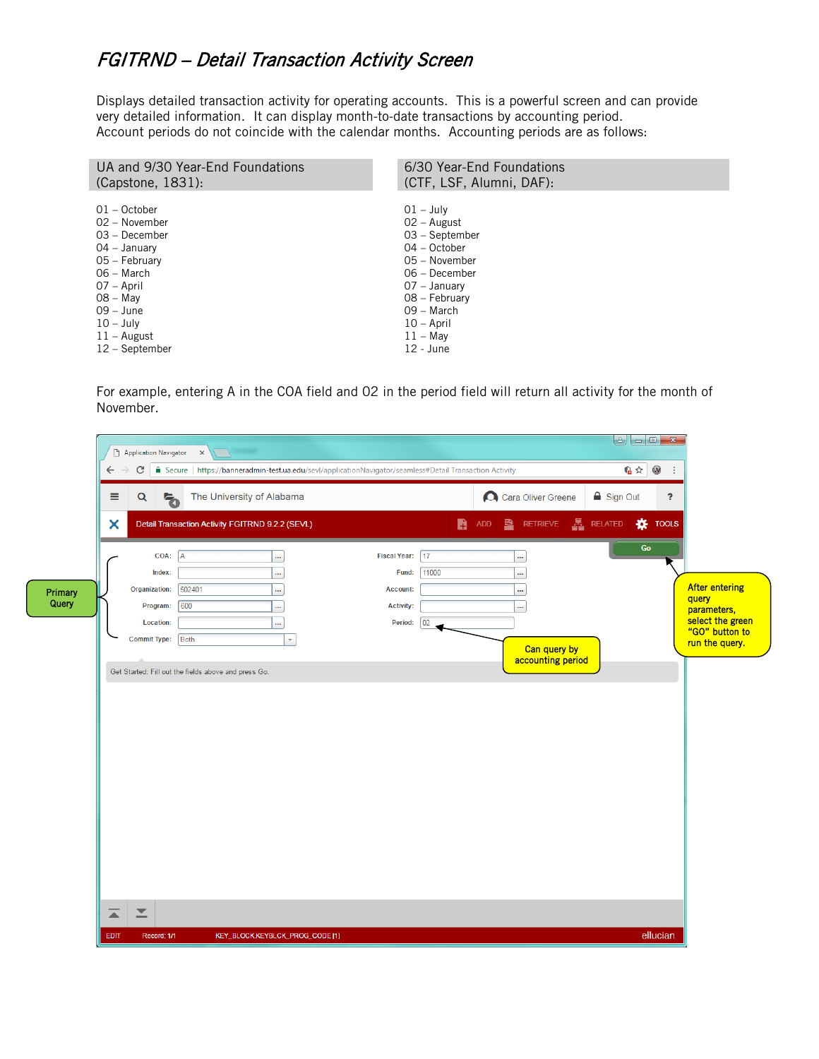# FGITRND – Detail Transaction Activity Screen

Displays detailed transaction activity for operating accounts. This is a powerful screen and can provide very detailed information. It can display month-to-date transactions by accounting period. Account periods do not coincide with the calendar months. Accounting periods are as follows:

| UA and 9/30 Year-End Foundations (Capstone, 1831): | 6/30 Year-End Foundations (CTF, LSF, Alumni, DAF): |
|---|---|
| 01 – October | 01 – July |
| 02 – November | 02 – August |
| 03 – December | 03 – September |
| 04 – January | 04 – October |
| 05 – February | 05 – November |
| 06 – March | 06 – December |
| 07 – April | 07 – January |
| 08 – May | 08 – February |
| 09 – June | 09 – March |
| 10 – July | 10 – April |
| 11 – August | 11 – May |
| 12 – September | 12 - June |

For example, entering A in the COA field and 02 in the period field will return all activity for the month of November.

Primary Query

Can query by accounting period

After entering query parameters, select the green "GO" button to run the query.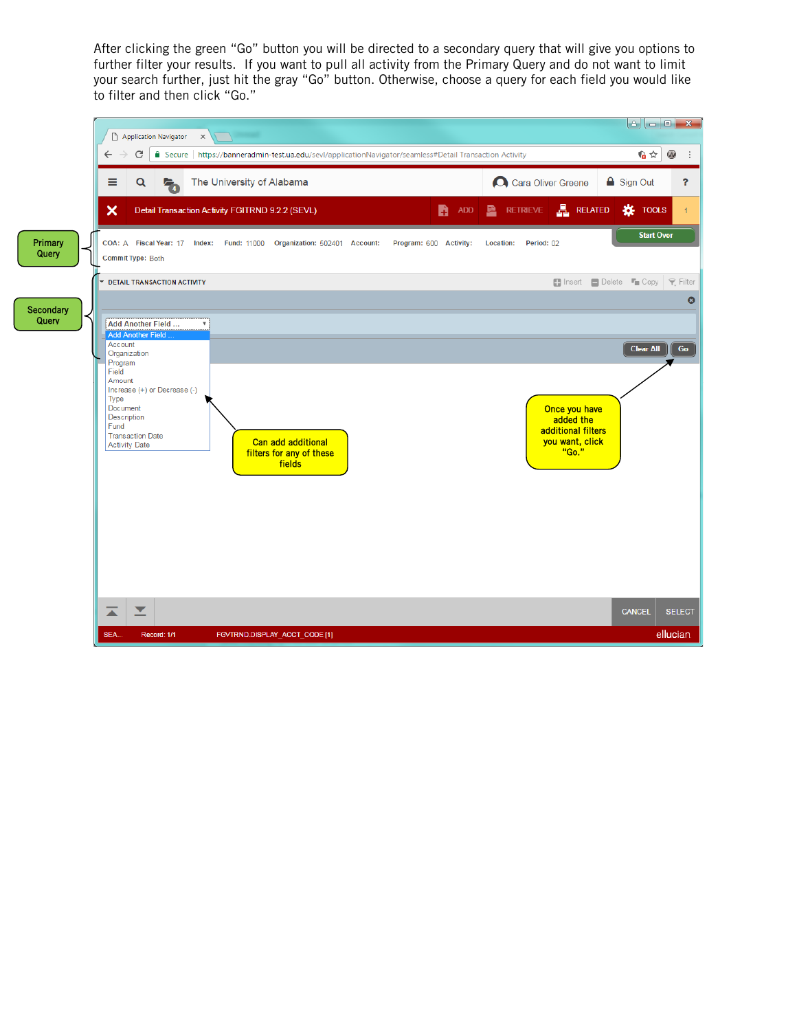After clicking the green “Go” button you will be directed to a secondary query that will give you options to further filter your results. If you want to pull all activity from the Primary Query and do not want to limit your search further, just hit the gray “Go” button. Otherwise, choose a query for each field you would like to filter and then click “Go.”

Primary Query

Secondary Query

Detail Transaction Activity FGITRND 9.2.2 (SEVL)

COA: A Fiscal Year: 17 Index: Fund: 11000 Organization: 502401 Account: Program: 600 Activity: Location: Period: 02

Commit Type: Both

Start Over

DETAIL TRANSACTION ACTIVITY

Add Another Field ...
- Account
- Organization
- Program
- Field
- Amount
- Increase (+) or Decrease (-)
- Type
- Document
- Description
- Fund
- Transaction Date
- Activity Date

Clear All | Go

Can add additional filters for any of these fields

Once you have added the additional filters you want, click “Go.”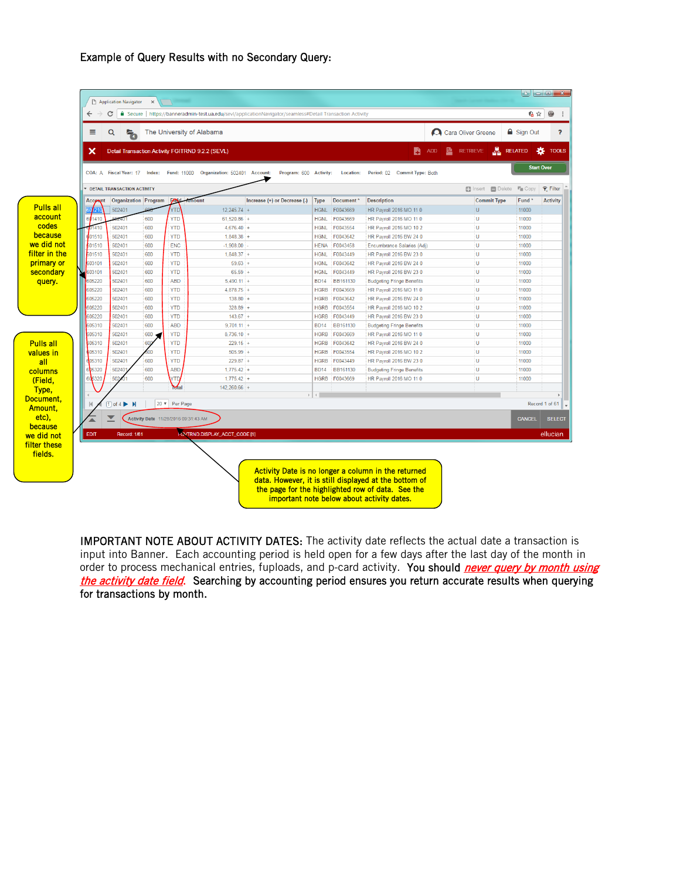Example of Query Results with no Secondary Query:

Pulls all account codes because we did not filter in the primary or secondary query.

Pulls all values in all columns (Field, Type, Document, Amount, etc), because we did not filter these fields.

Activity Date is no longer a column in the returned data. However, it is still displayed at the bottom of the page for the highlighted row of data. See the important note below about activity dates.

COA: A Fiscal Year: 17 Index: Fund: 11000 Organization: 502401 Account: Program: 600 Activity: Location: Period: 02 Commit Type: Both

DETAIL TRANSACTION ACTIVITY

| Account | Organization | Program | Field | Amount | Increase (+) or Decrease (-) | Type | Document | Description | Commit Type | Fund | Activity |
|---|---|---|---|---|---|---|---|---|---|---|---|
| 601210 | 502401 | 600 | YTD | 12,245.74 | + | HGNL | F0043669 | HR Payroll 2016 MO 11 0 | U | 11000 | |
| 601410 | 502401 | 600 | YTD | 61,520.86 | + | HGNL | F0043669 | HR Payroll 2016 MO 11 0 | U | 11000 | |
| 601410 | 502401 | 600 | YTD | 4,676.40 | + | HGNL | F0043554 | HR Payroll 2016 MO 10 2 | U | 11000 | |
| 601510 | 502401 | 600 | YTD | 1,848.36 | + | HGNL | F0043642 | HR Payroll 2016 BW 24 0 | U | 11000 | |
| 601510 | 502401 | 600 | ENC | -1,908.00 | - | HENA | F0043458 | Encumbrance Salaries (Adj) | U | 11000 | |
| 601510 | 502401 | 600 | YTD | 1,848.37 | + | HGNL | F0043449 | HR Payroll 2016 BW 23 0 | U | 11000 | |
| 603101 | 502401 | 600 | YTD | 59.63 | + | HGNL | F0043642 | HR Payroll 2016 BW 24 0 | U | 11000 | |
| 603101 | 502401 | 600 | YTD | 65.59 | + | HGNL | F0043449 | HR Payroll 2016 BW 23 0 | U | 11000 | |
| 605220 | 502401 | 600 | ABD | 5,490.11 | + | BD14 | BB161130 | Budgeting Fringe Benefits | U | 11000 | |
| 605220 | 502401 | 600 | YTD | 4,878.75 | + | HGRB | F0043669 | HR Payroll 2016 MO 11 0 | U | 11000 | |
| 605220 | 502401 | 600 | YTD | 138.80 | + | HGRB | F0043642 | HR Payroll 2016 BW 24 0 | U | 11000 | |
| 605220 | 502401 | 600 | YTD | 328.89 | + | HGRB | F0043554 | HR Payroll 2016 MO 10 2 | U | 11000 | |
| 605220 | 502401 | 600 | YTD | 143.67 | + | HGRB | F0043449 | HR Payroll 2016 BW 23 0 | U | 11000 | |
| 605310 | 502401 | 600 | ABD | 9,701.11 | + | BD14 | BB161130 | Budgeting Fringe Benefits | U | 11000 | |
| 605310 | 502401 | 600 | YTD | 8,736.10 | + | HGRB | F0043669 | HR Payroll 2016 MO 11 0 | U | 11000 | |
| 605310 | 502401 | 600 | YTD | 229.16 | + | HGRB | F0043642 | HR Payroll 2016 BW 24 0 | U | 11000 | |
| 605310 | 502401 | 600 | YTD | 505.99 | + | HGRB | F0043554 | HR Payroll 2016 MO 10 2 | U | 11000 | |
| 605310 | 502401 | 600 | YTD | 229.87 | + | HGRB | F0043449 | HR Payroll 2016 BW 23 0 | U | 11000 | |
| 605320 | 502401 | 600 | ABD | 1,775.42 | + | BD14 | BB161130 | Budgeting Fringe Benefits | U | 11000 | |
| 605320 | 502401 | 600 | YTD | 1,775.42 | + | HGRB | F0043669 | HR Payroll 2016 MO 11 0 | U | 11000 | |
| | | | Total | 142,260.66 | + | | | | | | |

1 of 4 | 20 Per Page | Record 1 of 61

Activity Date 11/28/2016 09:31:43 AM

EDIT Record: 1/61 FGVTRND.DISPLAY_ACCT_CODE [1]

**IMPORTANT NOTE ABOUT ACTIVITY DATES:** The activity date reflects the actual date a transaction is input into Banner. Each accounting period is held open for a few days after the last day of the month in order to process mechanical entries, fuploads, and p-card activity. **You should *never query by month using the activity date field*. Searching by accounting period ensures you return accurate results when querying for transactions by month.**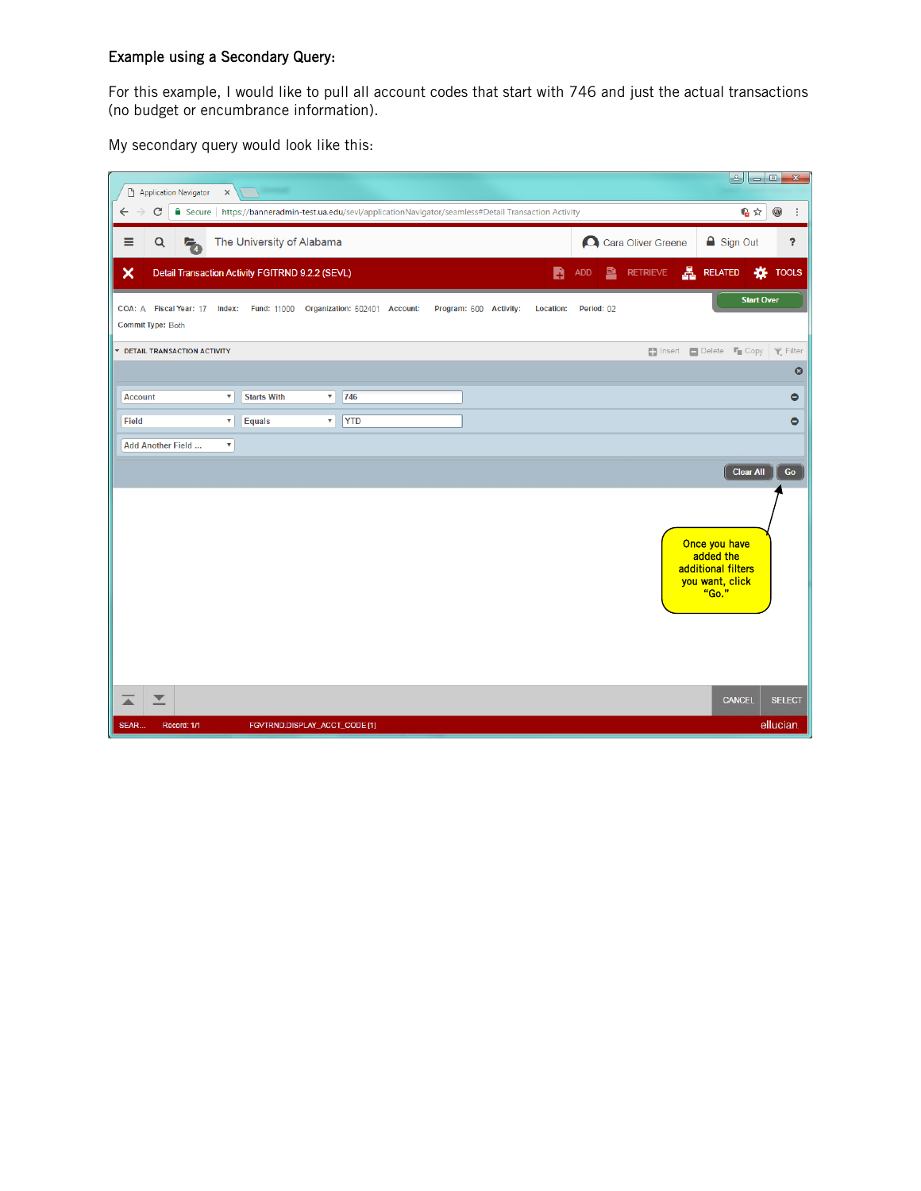**Example using a Secondary Query:**

For this example, I would like to pull all account codes that start with 746 and just the actual transactions (no budget or encumbrance information).

My secondary query would look like this:

Application Navigator

Secure | https://banneradmin-test.ua.edu/sevl/applicationNavigator/seamless#Detail Transaction Activity

The University of Alabama | Cara Oliver Greene | Sign Out | ?

Detail Transaction Activity FGITRND 9.2.2 (SEVL) | ADD | RETRIEVE | RELATED | TOOLS

COA: A Fiscal Year: 17 Index: Fund: 11000 Organization: 502401 Account: Program: 600 Activity: Location: Period: 02

Commit Type: Both

Start Over

DETAIL TRANSACTION ACTIVITY | Insert | Delete | Copy | Filter

| | | |
|---|---|---|
| Account | Starts With | 746 |
| Field | Equals | YTD |
| Add Another Field ... | | |

Clear All | Go

Once you have added the additional filters you want, click "Go."

CANCEL | SELECT

SEAR... Record: 1/1 FGVTRND.DISPLAY_ACCT_CODE [1] ellucian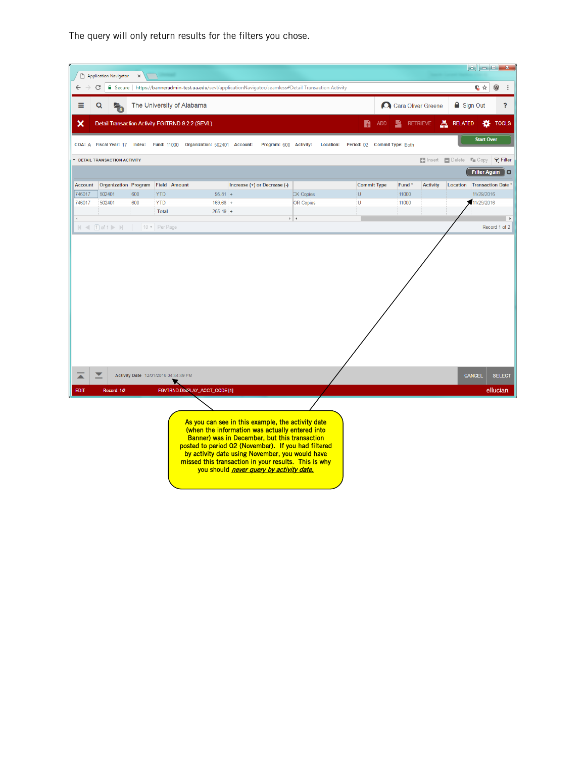The query will only return results for the filters you chose.

COA: A  Fiscal Year: 17  Index:  Fund: 11000  Organization: 502401  Account:  Program: 600  Activity:  Location:  Period: 02  Commit Type: Both

DETAIL TRANSACTION ACTIVITY

| Account | Organization | Program | Field | Amount | Increase (+) or Decrease (-) | | Commit Type | Fund | Activity | Location | Transaction Date |
|---|---|---|---|---|---|---|---|---|---|---|---|
| 746017 | 502401 | 600 | YTD | 95.81 | + | CK Copies | U | 11000 | | | 11/29/2016 |
| 746017 | 502401 | 600 | YTD | 169.68 | + | OR Copies | U | 11000 | | | 11/29/2016 |
| | | | Total | 265.49 | + | | | | | | |

Record 1 of 2

Activity Date 12/01/2016 04:44:49 PM

As you can see in this example, the activity date (when the information was actually entered into Banner) was in December, but this transaction posted to period 02 (November). If you had filtered by activity date using November, you would have missed this transaction in your results. This is why you should ***never query by activity date.***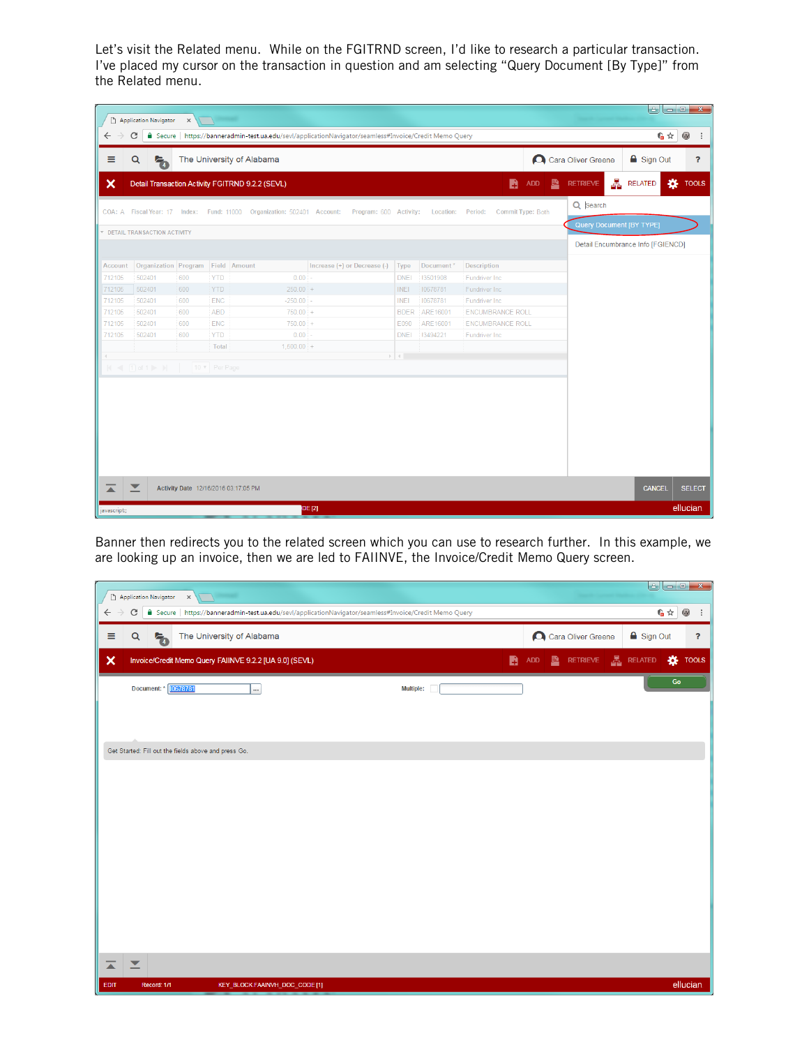Let's visit the Related menu. While on the FGITRND screen, I'd like to research a particular transaction. I've placed my cursor on the transaction in question and am selecting "Query Document [By Type]" from the Related menu.

Banner then redirects you to the related screen which you can use to research further. In this example, we are looking up an invoice, then we are led to FAIINVE, the Invoice/Credit Memo Query screen.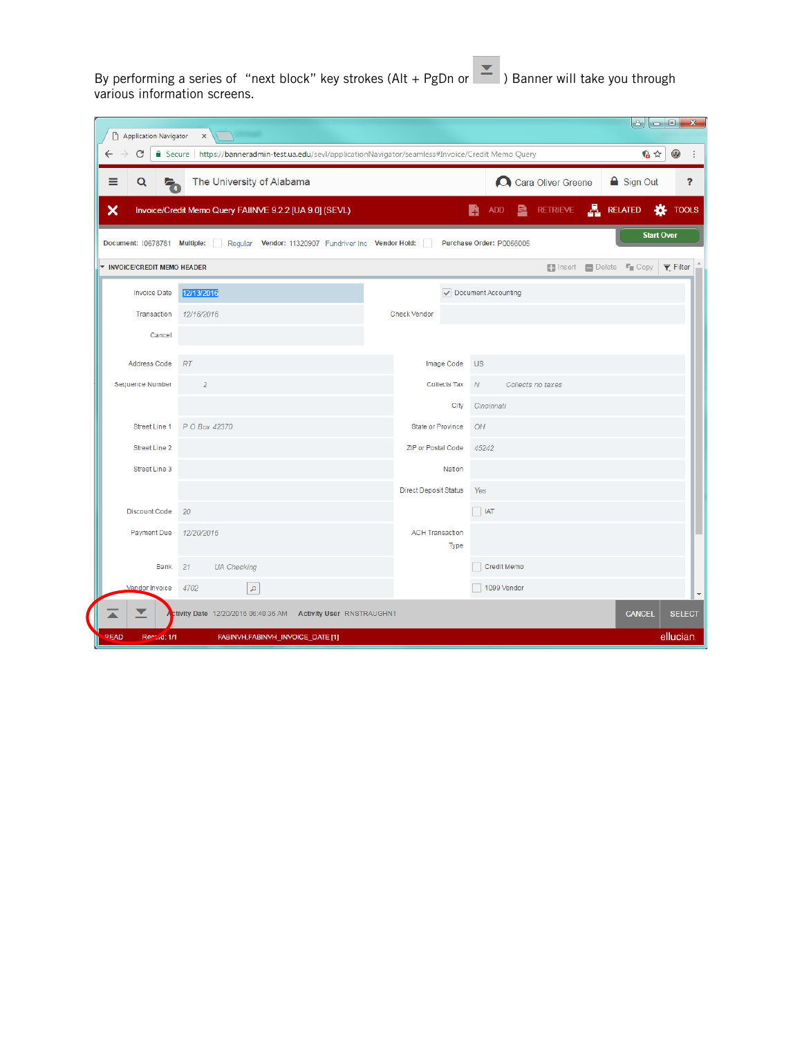By performing a series of "next block" key strokes (Alt + PgDn or ) Banner will take you through various information screens.